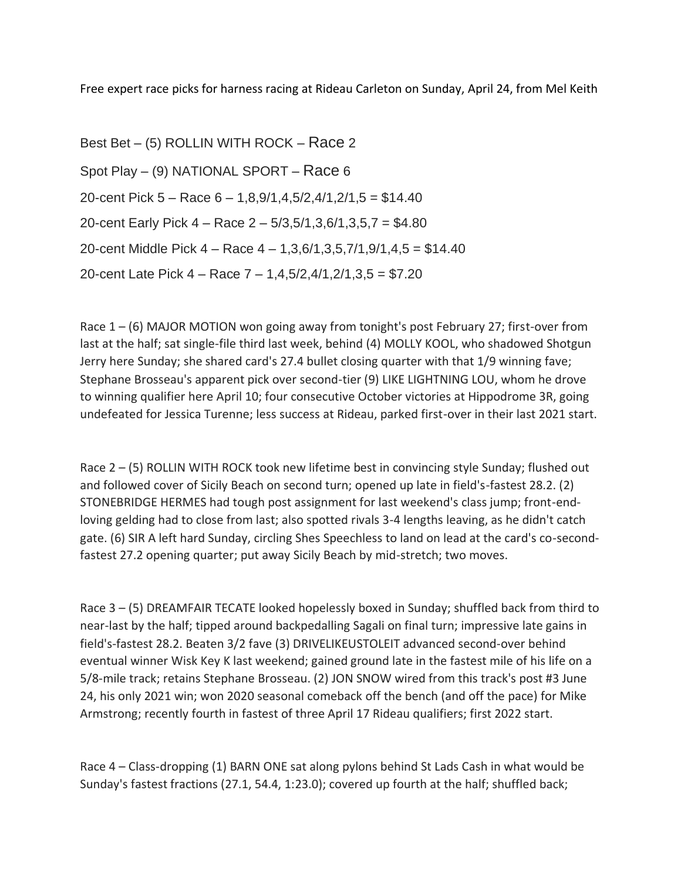Free expert race picks for harness racing at Rideau Carleton on Sunday, April 24, from Mel Keith

Best Bet – (5) ROLLIN WITH ROCK – Race 2

Spot Play – (9) NATIONAL SPORT – Race 6

20-cent Pick 5 – Race 6 – 1,8,9/1,4,5/2,4/1,2/1,5 = $14.40

20-cent Early Pick 4 – Race 2 – 5/3,5/1,3,6/1,3,5,7 = $4.80

20-cent Middle Pick 4 – Race 4 – 1,3,6/1,3,5,7/1,9/1,4,5 = $14.40

20-cent Late Pick 4 – Race 7 – 1,4,5/2,4/1,2/1,3,5 = $7.20

Race 1 – (6) MAJOR MOTION won going away from tonight's post February 27; first-over from last at the half; sat single-file third last week, behind (4) MOLLY KOOL, who shadowed Shotgun Jerry here Sunday; she shared card's 27.4 bullet closing quarter with that 1/9 winning fave; Stephane Brosseau's apparent pick over second-tier (9) LIKE LIGHTNING LOU, whom he drove to winning qualifier here April 10; four consecutive October victories at Hippodrome 3R, going undefeated for Jessica Turenne; less success at Rideau, parked first-over in their last 2021 start.

Race 2 – (5) ROLLIN WITH ROCK took new lifetime best in convincing style Sunday; flushed out and followed cover of Sicily Beach on second turn; opened up late in field's-fastest 28.2. (2) STONEBRIDGE HERMES had tough post assignment for last weekend's class jump; front-end-loving gelding had to close from last; also spotted rivals 3-4 lengths leaving, as he didn't catch gate. (6) SIR A left hard Sunday, circling Shes Speechless to land on lead at the card's co-second-fastest 27.2 opening quarter; put away Sicily Beach by mid-stretch; two moves.

Race 3 – (5) DREAMFAIR TECATE looked hopelessly boxed in Sunday; shuffled back from third to near-last by the half; tipped around backpedalling Sagali on final turn; impressive late gains in field's-fastest 28.2. Beaten 3/2 fave (3) DRIVELIKEUSTOLEIT advanced second-over behind eventual winner Wisk Key K last weekend; gained ground late in the fastest mile of his life on a 5/8-mile track; retains Stephane Brosseau. (2) JON SNOW wired from this track's post #3 June 24, his only 2021 win; won 2020 seasonal comeback off the bench (and off the pace) for Mike Armstrong; recently fourth in fastest of three April 17 Rideau qualifiers; first 2022 start.

Race 4 – Class-dropping (1) BARN ONE sat along pylons behind St Lads Cash in what would be Sunday's fastest fractions (27.1, 54.4, 1:23.0); covered up fourth at the half; shuffled back;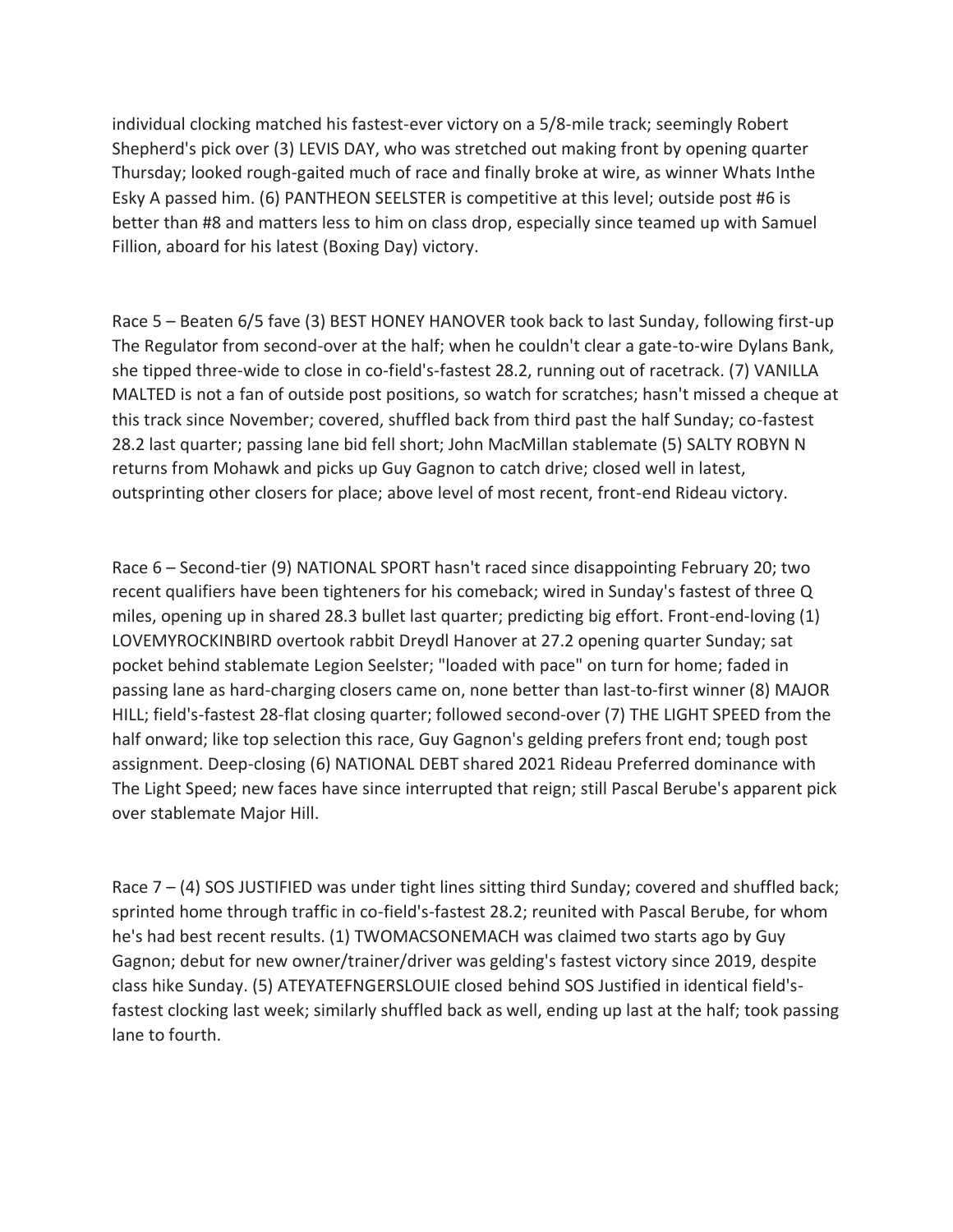individual clocking matched his fastest-ever victory on a 5/8-mile track; seemingly Robert Shepherd's pick over (3) LEVIS DAY, who was stretched out making front by opening quarter Thursday; looked rough-gaited much of race and finally broke at wire, as winner Whats Inthe Esky A passed him. (6) PANTHEON SEELSTER is competitive at this level; outside post #6 is better than #8 and matters less to him on class drop, especially since teamed up with Samuel Fillion, aboard for his latest (Boxing Day) victory.

Race 5 – Beaten 6/5 fave (3) BEST HONEY HANOVER took back to last Sunday, following first-up The Regulator from second-over at the half; when he couldn't clear a gate-to-wire Dylans Bank, she tipped three-wide to close in co-field's-fastest 28.2, running out of racetrack. (7) VANILLA MALTED is not a fan of outside post positions, so watch for scratches; hasn't missed a cheque at this track since November; covered, shuffled back from third past the half Sunday; co-fastest 28.2 last quarter; passing lane bid fell short; John MacMillan stablemate (5) SALTY ROBYN N returns from Mohawk and picks up Guy Gagnon to catch drive; closed well in latest, outsprinting other closers for place; above level of most recent, front-end Rideau victory.

Race 6 – Second-tier (9) NATIONAL SPORT hasn't raced since disappointing February 20; two recent qualifiers have been tighteners for his comeback; wired in Sunday's fastest of three Q miles, opening up in shared 28.3 bullet last quarter; predicting big effort. Front-end-loving (1) LOVEMYROCKINBIRD overtook rabbit Dreydl Hanover at 27.2 opening quarter Sunday; sat pocket behind stablemate Legion Seelster; "loaded with pace" on turn for home; faded in passing lane as hard-charging closers came on, none better than last-to-first winner (8) MAJOR HILL; field's-fastest 28-flat closing quarter; followed second-over (7) THE LIGHT SPEED from the half onward; like top selection this race, Guy Gagnon's gelding prefers front end; tough post assignment. Deep-closing (6) NATIONAL DEBT shared 2021 Rideau Preferred dominance with The Light Speed; new faces have since interrupted that reign; still Pascal Berube's apparent pick over stablemate Major Hill.

Race 7 – (4) SOS JUSTIFIED was under tight lines sitting third Sunday; covered and shuffled back; sprinted home through traffic in co-field's-fastest 28.2; reunited with Pascal Berube, for whom he's had best recent results. (1) TWOMACSONEMACH was claimed two starts ago by Guy Gagnon; debut for new owner/trainer/driver was gelding's fastest victory since 2019, despite class hike Sunday. (5) ATEYATEFNGERSLOUIE closed behind SOS Justified in identical field's-fastest clocking last week; similarly shuffled back as well, ending up last at the half; took passing lane to fourth.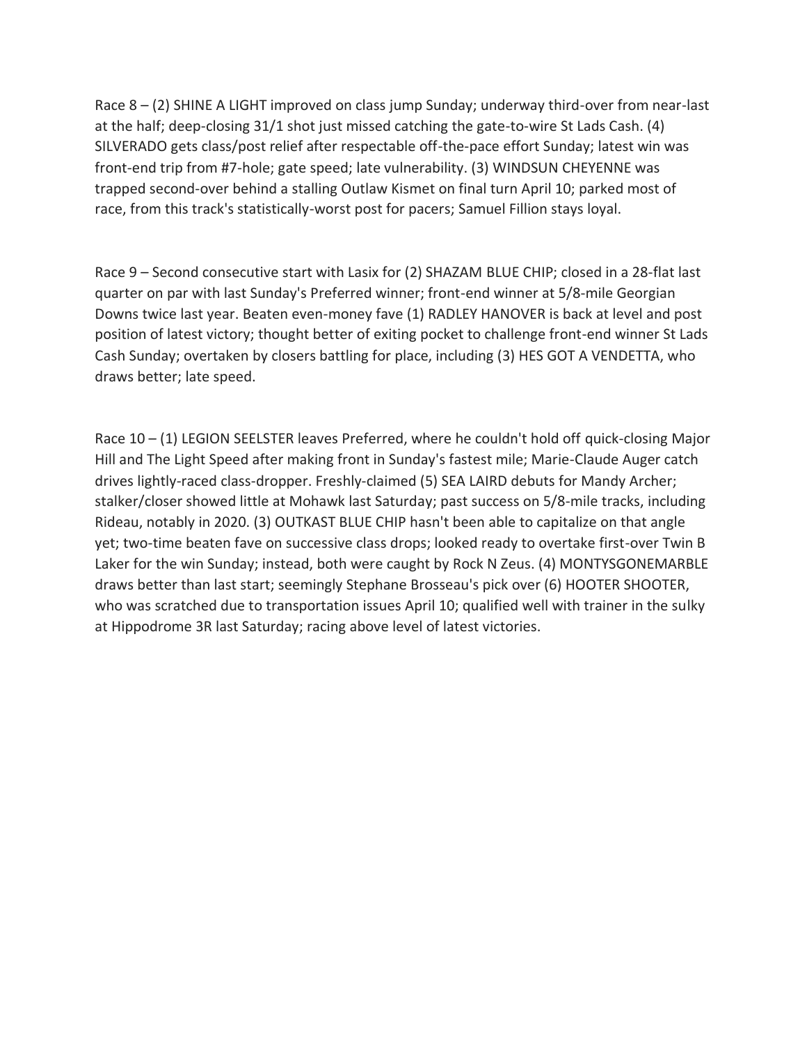Race 8 – (2) SHINE A LIGHT improved on class jump Sunday; underway third-over from near-last at the half; deep-closing 31/1 shot just missed catching the gate-to-wire St Lads Cash. (4) SILVERADO gets class/post relief after respectable off-the-pace effort Sunday; latest win was front-end trip from #7-hole; gate speed; late vulnerability. (3) WINDSUN CHEYENNE was trapped second-over behind a stalling Outlaw Kismet on final turn April 10; parked most of race, from this track's statistically-worst post for pacers; Samuel Fillion stays loyal.

Race 9 – Second consecutive start with Lasix for (2) SHAZAM BLUE CHIP; closed in a 28-flat last quarter on par with last Sunday's Preferred winner; front-end winner at 5/8-mile Georgian Downs twice last year. Beaten even-money fave (1) RADLEY HANOVER is back at level and post position of latest victory; thought better of exiting pocket to challenge front-end winner St Lads Cash Sunday; overtaken by closers battling for place, including (3) HES GOT A VENDETTA, who draws better; late speed.

Race 10 – (1) LEGION SEELSTER leaves Preferred, where he couldn't hold off quick-closing Major Hill and The Light Speed after making front in Sunday's fastest mile; Marie-Claude Auger catch drives lightly-raced class-dropper. Freshly-claimed (5) SEA LAIRD debuts for Mandy Archer; stalker/closer showed little at Mohawk last Saturday; past success on 5/8-mile tracks, including Rideau, notably in 2020. (3) OUTKAST BLUE CHIP hasn't been able to capitalize on that angle yet; two-time beaten fave on successive class drops; looked ready to overtake first-over Twin B Laker for the win Sunday; instead, both were caught by Rock N Zeus. (4) MONTYSGONEMARBLE draws better than last start; seemingly Stephane Brosseau's pick over (6) HOOTER SHOOTER, who was scratched due to transportation issues April 10; qualified well with trainer in the sulky at Hippodrome 3R last Saturday; racing above level of latest victories.